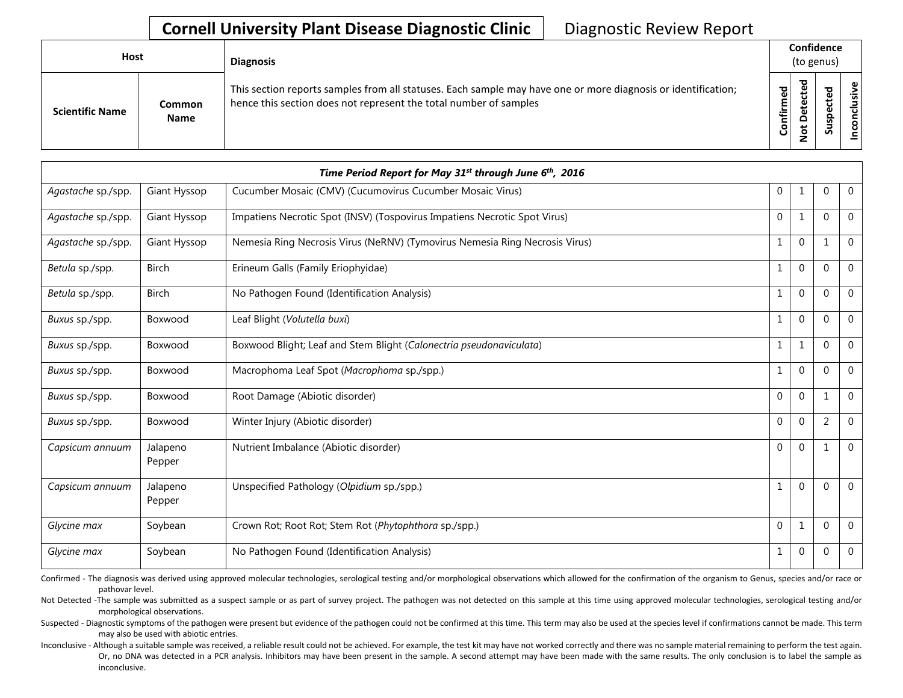# Cornell University Plant Disease Diagnostic Clinic

Diagnostic Review Report

| Host | | Diagnosis | Confidence (to genus) | | | |
|---|---|---|---|---|---|---|
| Scientific Name | Common Name | This section reports samples from all statuses. Each sample may have one or more diagnosis or identification; hence this section does not represent the total number of samples | Confirmed | Not Detected | Suspected | Inconclusive |
| ***Time Period Report for May 31st through June 6th, 2016*** | | | | | | |
| *Agastache* sp./spp. | Giant Hyssop | Cucumber Mosaic (CMV) (Cucumovirus Cucumber Mosaic Virus) | 0 | 1 | 0 | 0 |
| *Agastache* sp./spp. | Giant Hyssop | Impatiens Necrotic Spot (INSV) (Tospovirus Impatiens Necrotic Spot Virus) | 0 | 1 | 0 | 0 |
| *Agastache* sp./spp. | Giant Hyssop | Nemesia Ring Necrosis Virus (NeRNV) (Tymovirus Nemesia Ring Necrosis Virus) | 1 | 0 | 1 | 0 |
| *Betula* sp./spp. | Birch | Erineum Galls (Family Eriophyidae) | 1 | 0 | 0 | 0 |
| *Betula* sp./spp. | Birch | No Pathogen Found (Identification Analysis) | 1 | 0 | 0 | 0 |
| *Buxus* sp./spp. | Boxwood | Leaf Blight (*Volutella buxi*) | 1 | 0 | 0 | 0 |
| *Buxus* sp./spp. | Boxwood | Boxwood Blight; Leaf and Stem Blight (*Calonectria pseudonaviculata*) | 1 | 1 | 0 | 0 |
| *Buxus* sp./spp. | Boxwood | Macrophoma Leaf Spot (*Macrophoma* sp./spp.) | 1 | 0 | 0 | 0 |
| *Buxus* sp./spp. | Boxwood | Root Damage (Abiotic disorder) | 0 | 0 | 1 | 0 |
| *Buxus* sp./spp. | Boxwood | Winter Injury (Abiotic disorder) | 0 | 0 | 2 | 0 |
| *Capsicum annuum* | Jalapeno Pepper | Nutrient Imbalance (Abiotic disorder) | 0 | 0 | 1 | 0 |
| *Capsicum annuum* | Jalapeno Pepper | Unspecified Pathology (*Olpidium* sp./spp.) | 1 | 0 | 0 | 0 |
| *Glycine max* | Soybean | Crown Rot; Root Rot; Stem Rot (*Phytophthora* sp./spp.) | 0 | 1 | 0 | 0 |
| *Glycine max* | Soybean | No Pathogen Found (Identification Analysis) | 1 | 0 | 0 | 0 |

Confirmed - The diagnosis was derived using approved molecular technologies, serological testing and/or morphological observations which allowed for the confirmation of the organism to Genus, species and/or race or pathovar level.

Not Detected -The sample was submitted as a suspect sample or as part of survey project. The pathogen was not detected on this sample at this time using approved molecular technologies, serological testing and/or morphological observations.

Suspected - Diagnostic symptoms of the pathogen were present but evidence of the pathogen could not be confirmed at this time. This term may also be used at the species level if confirmations cannot be made. This term may also be used with abiotic entries.

Inconclusive - Although a suitable sample was received, a reliable result could not be achieved. For example, the test kit may have not worked correctly and there was no sample material remaining to perform the test again. Or, no DNA was detected in a PCR analysis. Inhibitors may have been present in the sample. A second attempt may have been made with the same results. The only conclusion is to label the sample as inconclusive.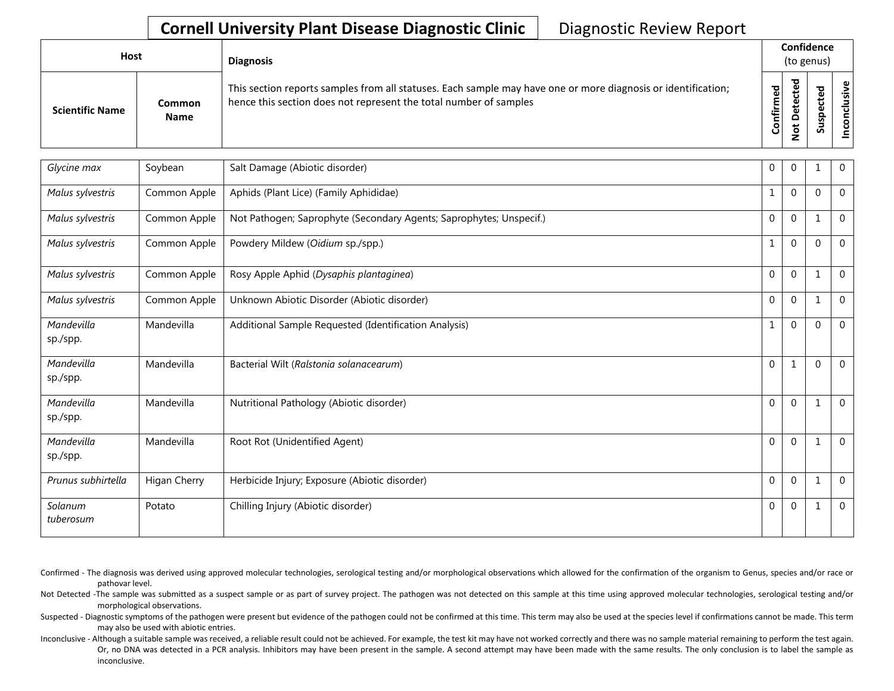**Cornell University Plant Disease Diagnostic Clinic** Diagnostic Review Report

| Host | | Diagnosis | Confidence (to genus) | | | |
|---|---|---|---|---|---|---|
| Scientific Name | Common Name | This section reports samples from all statuses. Each sample may have one or more diagnosis or identification; hence this section does not represent the total number of samples | Confirmed | Not Detected | Suspected | Inconclusive |
| *Glycine max* | Soybean | Salt Damage (Abiotic disorder) | 0 | 0 | 1 | 0 |
| *Malus sylvestris* | Common Apple | Aphids (Plant Lice) (Family Aphididae) | 1 | 0 | 0 | 0 |
| *Malus sylvestris* | Common Apple | Not Pathogen; Saprophyte (Secondary Agents; Saprophytes; Unspecif.) | 0 | 0 | 1 | 0 |
| *Malus sylvestris* | Common Apple | Powdery Mildew (*Oidium* sp./spp.) | 1 | 0 | 0 | 0 |
| *Malus sylvestris* | Common Apple | Rosy Apple Aphid (*Dysaphis plantaginea*) | 0 | 0 | 1 | 0 |
| *Malus sylvestris* | Common Apple | Unknown Abiotic Disorder (Abiotic disorder) | 0 | 0 | 1 | 0 |
| *Mandevilla* sp./spp. | Mandevilla | Additional Sample Requested (Identification Analysis) | 1 | 0 | 0 | 0 |
| *Mandevilla* sp./spp. | Mandevilla | Bacterial Wilt (*Ralstonia solanacearum*) | 0 | 1 | 0 | 0 |
| *Mandevilla* sp./spp. | Mandevilla | Nutritional Pathology (Abiotic disorder) | 0 | 0 | 1 | 0 |
| *Mandevilla* sp./spp. | Mandevilla | Root Rot (Unidentified Agent) | 0 | 0 | 1 | 0 |
| *Prunus subhirtella* | Higan Cherry | Herbicide Injury; Exposure (Abiotic disorder) | 0 | 0 | 1 | 0 |
| *Solanum tuberosum* | Potato | Chilling Injury (Abiotic disorder) | 0 | 0 | 1 | 0 |

Confirmed - The diagnosis was derived using approved molecular technologies, serological testing and/or morphological observations which allowed for the confirmation of the organism to Genus, species and/or race or pathovar level.

Not Detected -The sample was submitted as a suspect sample or as part of survey project. The pathogen was not detected on this sample at this time using approved molecular technologies, serological testing and/or morphological observations.

Suspected - Diagnostic symptoms of the pathogen were present but evidence of the pathogen could not be confirmed at this time. This term may also be used at the species level if confirmations cannot be made. This term may also be used with abiotic entries.

Inconclusive - Although a suitable sample was received, a reliable result could not be achieved. For example, the test kit may have not worked correctly and there was no sample material remaining to perform the test again. Or, no DNA was detected in a PCR analysis. Inhibitors may have been present in the sample. A second attempt may have been made with the same results. The only conclusion is to label the sample as inconclusive.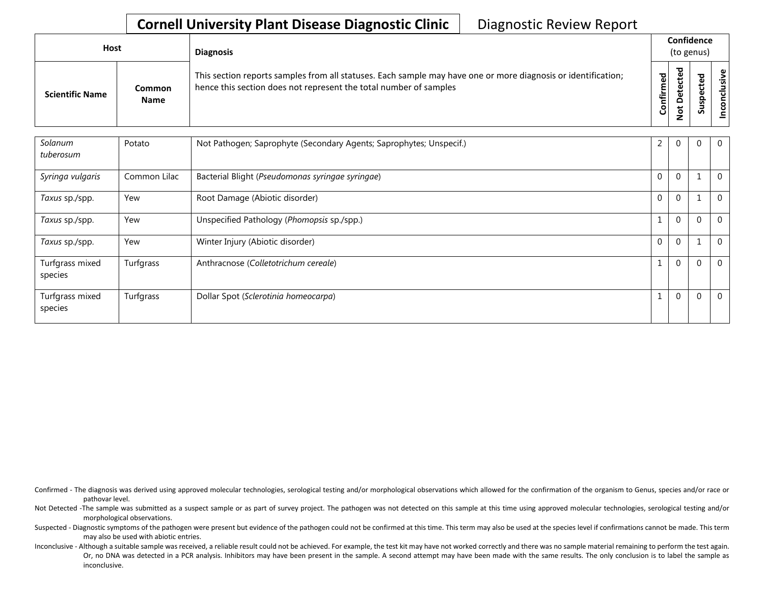# Cornell University Plant Disease Diagnostic Clinic

Diagnostic Review Report

| Host | | Diagnosis | Confidence (to genus) | | | |
|---|---|---|---|---|---|---|
| Scientific Name | Common Name | This section reports samples from all statuses. Each sample may have one or more diagnosis or identification; hence this section does not represent the total number of samples | Confirmed | Not Detected | Suspected | Inconclusive |
| *Solanum tuberosum* | Potato | Not Pathogen; Saprophyte (Secondary Agents; Saprophytes; Unspecif.) | 2 | 0 | 0 | 0 |
| *Syringa vulgaris* | Common Lilac | Bacterial Blight (*Pseudomonas syringae syringae*) | 0 | 0 | 1 | 0 |
| *Taxus* sp./spp. | Yew | Root Damage (Abiotic disorder) | 0 | 0 | 1 | 0 |
| *Taxus* sp./spp. | Yew | Unspecified Pathology (*Phomopsis* sp./spp.) | 1 | 0 | 0 | 0 |
| *Taxus* sp./spp. | Yew | Winter Injury (Abiotic disorder) | 0 | 0 | 1 | 0 |
| Turfgrass mixed species | Turfgrass | Anthracnose (*Colletotrichum cereale*) | 1 | 0 | 0 | 0 |
| Turfgrass mixed species | Turfgrass | Dollar Spot (*Sclerotinia homeocarpa*) | 1 | 0 | 0 | 0 |

Confirmed - The diagnosis was derived using approved molecular technologies, serological testing and/or morphological observations which allowed for the confirmation of the organism to Genus, species and/or race or pathovar level.

Not Detected -The sample was submitted as a suspect sample or as part of survey project. The pathogen was not detected on this sample at this time using approved molecular technologies, serological testing and/or morphological observations.

Suspected - Diagnostic symptoms of the pathogen were present but evidence of the pathogen could not be confirmed at this time. This term may also be used at the species level if confirmations cannot be made. This term may also be used with abiotic entries.

Inconclusive - Although a suitable sample was received, a reliable result could not be achieved. For example, the test kit may have not worked correctly and there was no sample material remaining to perform the test again. Or, no DNA was detected in a PCR analysis. Inhibitors may have been present in the sample. A second attempt may have been made with the same results. The only conclusion is to label the sample as inconclusive.